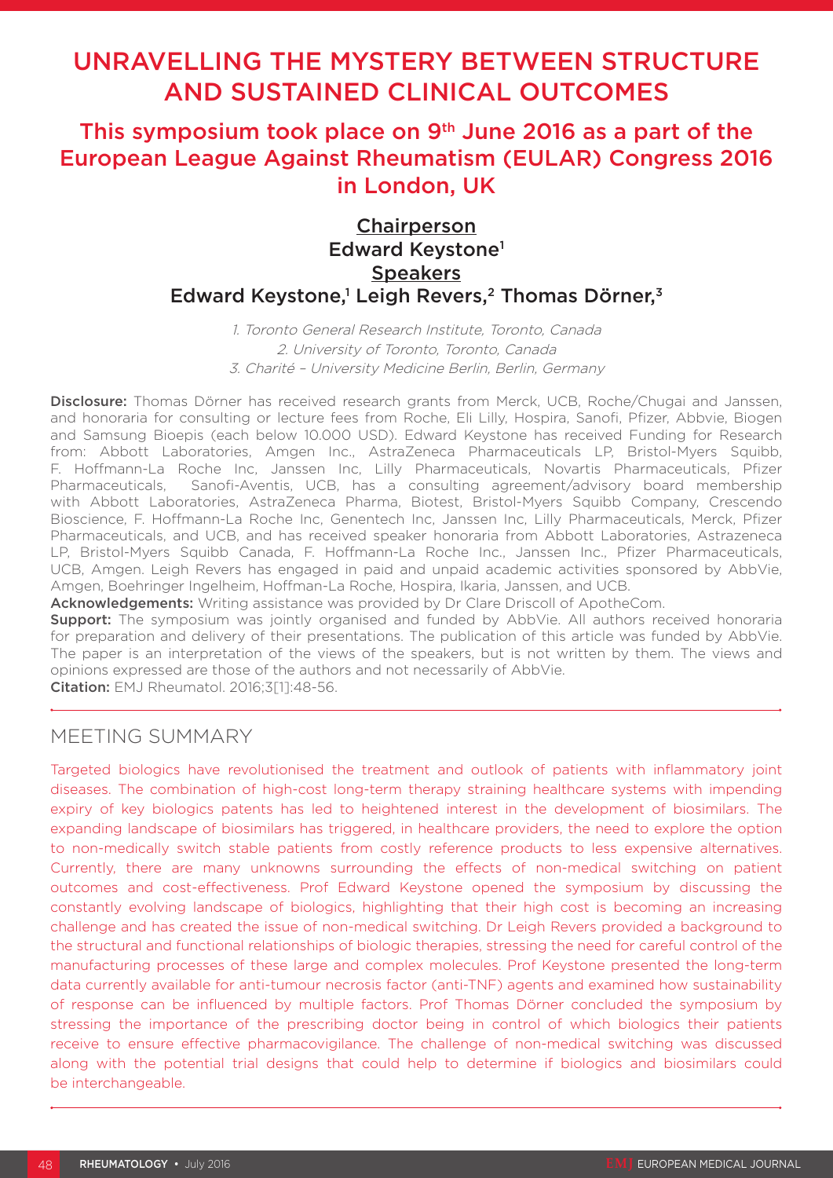# UNRAVELLING THE MYSTERY BETWEEN STRUCTURE AND SUSTAINED CLINICAL OUTCOMES

## This symposium took place on 9th June 2016 as a part of the European League Against Rheumatism (EULAR) Congress 2016 in London, UK

**Chairperson**
**Edward Keystone[1]**
**Speakers**
**Edward Keystone,[1] Leigh Revers,[2] Thomas Dörner,[3]**

*1. Toronto General Research Institute, Toronto, Canada*
*2. University of Toronto, Toronto, Canada*
*3. Charité – University Medicine Berlin, Berlin, Germany*

**Disclosure:** Thomas Dörner has received research grants from Merck, UCB, Roche/Chugai and Janssen, and honoraria for consulting or lecture fees from Roche, Eli Lilly, Hospira, Sanofi, Pfizer, Abbvie, Biogen and Samsung Bioepis (each below 10.000 USD). Edward Keystone has received Funding for Research from: Abbott Laboratories, Amgen Inc., AstraZeneca Pharmaceuticals LP, Bristol-Myers Squibb, F. Hoffmann-La Roche Inc, Janssen Inc, Lilly Pharmaceuticals, Novartis Pharmaceuticals, Pfizer Pharmaceuticals, Sanofi-Aventis, UCB, has a consulting agreement/advisory board membership with Abbott Laboratories, AstraZeneca Pharma, Biotest, Bristol-Myers Squibb Company, Crescendo Bioscience, F. Hoffmann-La Roche Inc, Genentech Inc, Janssen Inc, Lilly Pharmaceuticals, Merck, Pfizer Pharmaceuticals, and UCB, and has received speaker honoraria from Abbott Laboratories, Astrazeneca LP, Bristol-Myers Squibb Canada, F. Hoffmann-La Roche Inc., Janssen Inc., Pfizer Pharmaceuticals, UCB, Amgen. Leigh Revers has engaged in paid and unpaid academic activities sponsored by AbbVie, Amgen, Boehringer Ingelheim, Hoffman-La Roche, Hospira, Ikaria, Janssen, and UCB.
**Acknowledgements:** Writing assistance was provided by Dr Clare Driscoll of ApotheCom.
**Support:** The symposium was jointly organised and funded by AbbVie. All authors received honoraria for preparation and delivery of their presentations. The publication of this article was funded by AbbVie. The paper is an interpretation of the views of the speakers, but is not written by them. The views and opinions expressed are those of the authors and not necessarily of AbbVie.
**Citation:** EMJ Rheumatol. 2016;3[1]:48-56.

## MEETING SUMMARY

Targeted biologics have revolutionised the treatment and outlook of patients with inflammatory joint diseases. The combination of high-cost long-term therapy straining healthcare systems with impending expiry of key biologics patents has led to heightened interest in the development of biosimilars. The expanding landscape of biosimilars has triggered, in healthcare providers, the need to explore the option to non-medically switch stable patients from costly reference products to less expensive alternatives. Currently, there are many unknowns surrounding the effects of non-medical switching on patient outcomes and cost-effectiveness. Prof Edward Keystone opened the symposium by discussing the constantly evolving landscape of biologics, highlighting that their high cost is becoming an increasing challenge and has created the issue of non-medical switching. Dr Leigh Revers provided a background to the structural and functional relationships of biologic therapies, stressing the need for careful control of the manufacturing processes of these large and complex molecules. Prof Keystone presented the long-term data currently available for anti-tumour necrosis factor (anti-TNF) agents and examined how sustainability of response can be influenced by multiple factors. Prof Thomas Dörner concluded the symposium by stressing the importance of the prescribing doctor being in control of which biologics their patients receive to ensure effective pharmacovigilance. The challenge of non-medical switching was discussed along with the potential trial designs that could help to determine if biologics and biosimilars could be interchangeable.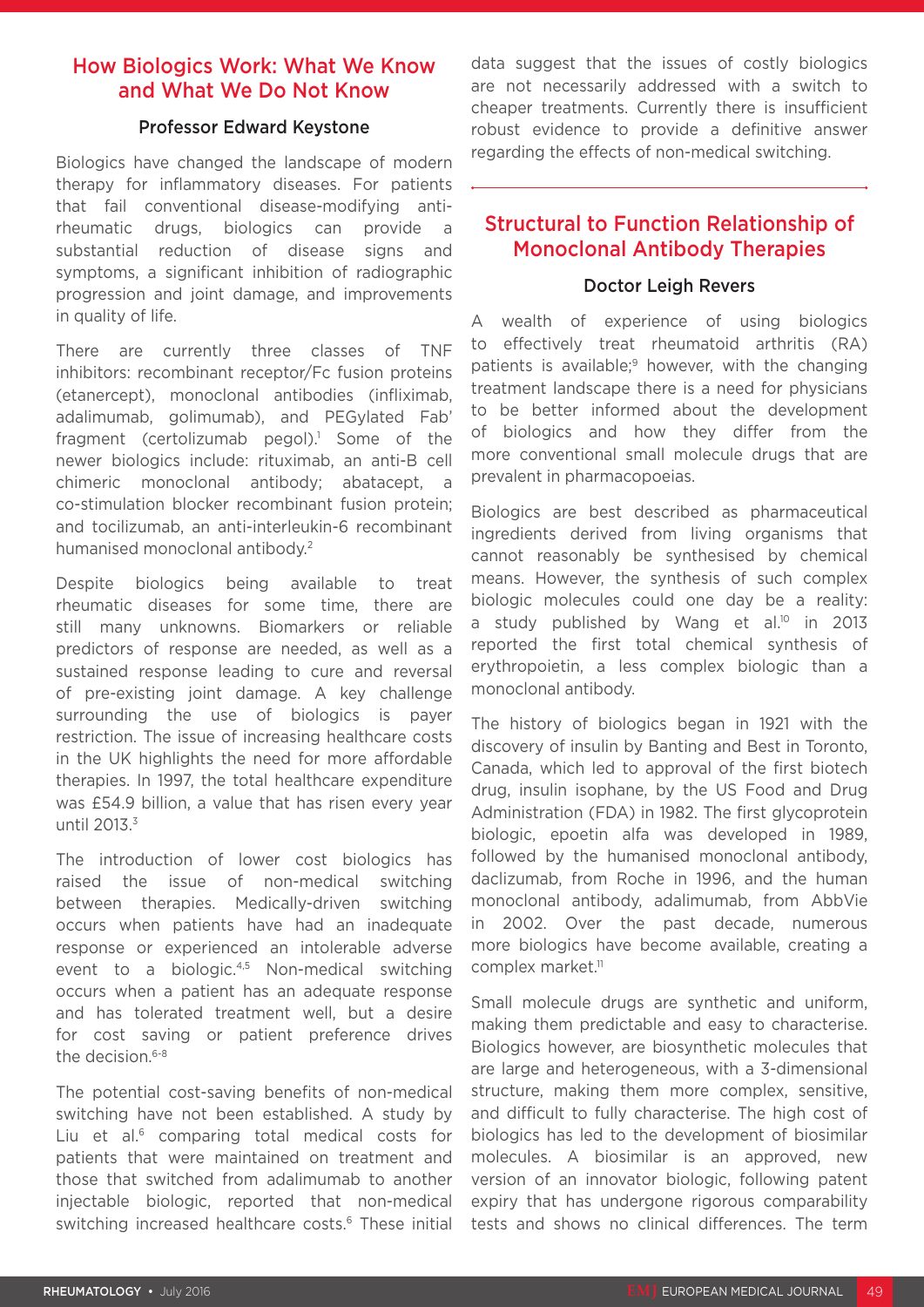## How Biologics Work: What We Know and What We Do Not Know

### Professor Edward Keystone

Biologics have changed the landscape of modern therapy for inflammatory diseases. For patients that fail conventional disease-modifying anti-rheumatic drugs, biologics can provide a substantial reduction of disease signs and symptoms, a significant inhibition of radiographic progression and joint damage, and improvements in quality of life.

There are currently three classes of TNF inhibitors: recombinant receptor/Fc fusion proteins (etanercept), monoclonal antibodies (infliximab, adalimumab, golimumab), and PEGylated Fab' fragment (certolizumab pegol).[1] Some of the newer biologics include: rituximab, an anti-B cell chimeric monoclonal antibody; abatacept, a co-stimulation blocker recombinant fusion protein; and tocilizumab, an anti-interleukin-6 recombinant humanised monoclonal antibody.[2]

Despite biologics being available to treat rheumatic diseases for some time, there are still many unknowns. Biomarkers or reliable predictors of response are needed, as well as a sustained response leading to cure and reversal of pre-existing joint damage. A key challenge surrounding the use of biologics is payer restriction. The issue of increasing healthcare costs in the UK highlights the need for more affordable therapies. In 1997, the total healthcare expenditure was £54.9 billion, a value that has risen every year until 2013.[3]

The introduction of lower cost biologics has raised the issue of non-medical switching between therapies. Medically-driven switching occurs when patients have had an inadequate response or experienced an intolerable adverse event to a biologic.[4,5] Non-medical switching occurs when a patient has an adequate response and has tolerated treatment well, but a desire for cost saving or patient preference drives the decision.[6-8]

The potential cost-saving benefits of non-medical switching have not been established. A study by Liu et al.[6] comparing total medical costs for patients that were maintained on treatment and those that switched from adalimumab to another injectable biologic, reported that non-medical switching increased healthcare costs.[6] These initial data suggest that the issues of costly biologics are not necessarily addressed with a switch to cheaper treatments. Currently there is insufficient robust evidence to provide a definitive answer regarding the effects of non-medical switching.

## Structural to Function Relationship of Monoclonal Antibody Therapies

### Doctor Leigh Revers

A wealth of experience of using biologics to effectively treat rheumatoid arthritis (RA) patients is available;[9] however, with the changing treatment landscape there is a need for physicians to be better informed about the development of biologics and how they differ from the more conventional small molecule drugs that are prevalent in pharmacopoeias.

Biologics are best described as pharmaceutical ingredients derived from living organisms that cannot reasonably be synthesised by chemical means. However, the synthesis of such complex biologic molecules could one day be a reality: a study published by Wang et al.[10] in 2013 reported the first total chemical synthesis of erythropoietin, a less complex biologic than a monoclonal antibody.

The history of biologics began in 1921 with the discovery of insulin by Banting and Best in Toronto, Canada, which led to approval of the first biotech drug, insulin isophane, by the US Food and Drug Administration (FDA) in 1982. The first glycoprotein biologic, epoetin alfa was developed in 1989, followed by the humanised monoclonal antibody, daclizumab, from Roche in 1996, and the human monoclonal antibody, adalimumab, from AbbVie in 2002. Over the past decade, numerous more biologics have become available, creating a complex market.[11]

Small molecule drugs are synthetic and uniform, making them predictable and easy to characterise. Biologics however, are biosynthetic molecules that are large and heterogeneous, with a 3-dimensional structure, making them more complex, sensitive, and difficult to fully characterise. The high cost of biologics has led to the development of biosimilar molecules. A biosimilar is an approved, new version of an innovator biologic, following patent expiry that has undergone rigorous comparability tests and shows no clinical differences. The term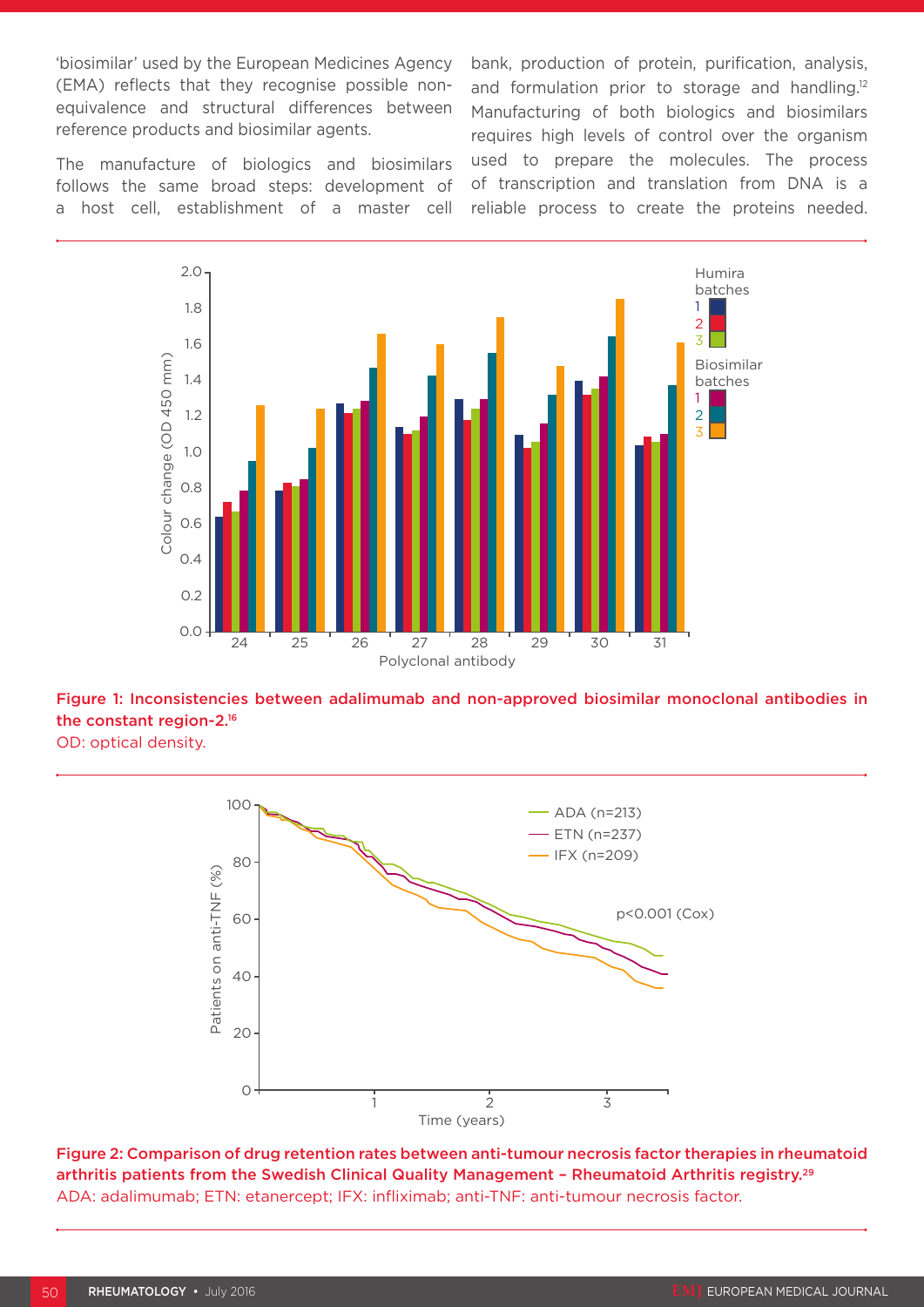'biosimilar' used by the European Medicines Agency (EMA) reflects that they recognise possible non-equivalence and structural differences between reference products and biosimilar agents.

The manufacture of biologics and biosimilars follows the same broad steps: development of a host cell, establishment of a master cell bank, production of protein, purification, analysis, and formulation prior to storage and handling.[12] Manufacturing of both biologics and biosimilars requires high levels of control over the organism used to prepare the molecules. The process of transcription and translation from DNA is a reliable process to create the proteins needed.

**Figure 1: Inconsistencies between adalimumab and non-approved biosimilar monoclonal antibodies in the constant region-2.[16]**

OD: optical density.

**Figure 2: Comparison of drug retention rates between anti-tumour necrosis factor therapies in rheumatoid arthritis patients from the Swedish Clinical Quality Management – Rheumatoid Arthritis registry.[29]**

ADA: adalimumab; ETN: etanercept; IFX: infliximab; anti-TNF: anti-tumour necrosis factor.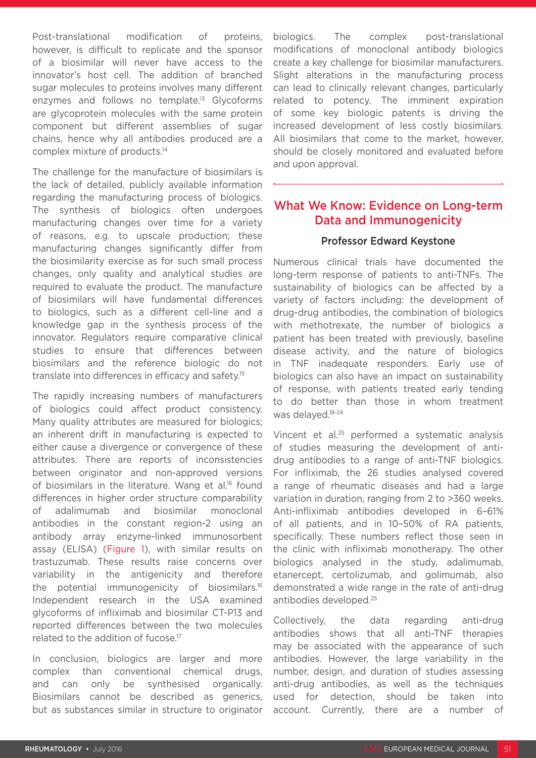Post-translational modification of proteins, however, is difficult to replicate and the sponsor of a biosimilar will never have access to the innovator's host cell. The addition of branched sugar molecules to proteins involves many different enzymes and follows no template.[13] Glycoforms are glycoprotein molecules with the same protein component but different assemblies of sugar chains, hence why all antibodies produced are a complex mixture of products.[14]

The challenge for the manufacture of biosimilars is the lack of detailed, publicly available information regarding the manufacturing process of biologics. The synthesis of biologics often undergoes manufacturing changes over time for a variety of reasons, e.g. to upscale production; these manufacturing changes significantly differ from the biosimilarity exercise as for such small process changes, only quality and analytical studies are required to evaluate the product. The manufacture of biosimilars will have fundamental differences to biologics, such as a different cell-line and a knowledge gap in the synthesis process of the innovator. Regulators require comparative clinical studies to ensure that differences between biosimilars and the reference biologic do not translate into differences in efficacy and safety.[15]

The rapidly increasing numbers of manufacturers of biologics could affect product consistency. Many quality attributes are measured for biologics; an inherent drift in manufacturing is expected to either cause a divergence or convergence of these attributes. There are reports of inconsistencies between originator and non-approved versions of biosimilars in the literature. Wang et al.[16] found differences in higher order structure comparability of adalimumab and biosimilar monoclonal antibodies in the constant region-2 using an antibody array enzyme-linked immunosorbent assay (ELISA) (Figure 1), with similar results on trastuzumab. These results raise concerns over variability in the antigenicity and therefore the potential immunogenicity of biosimilars.[16] Independent research in the USA examined glycoforms of infliximab and biosimilar CT-P13 and reported differences between the two molecules related to the addition of fucose.[17]

In conclusion, biologics are larger and more complex than conventional chemical drugs, and can only be synthesised organically. Biosimilars cannot be described as generics, but as substances similar in structure to originator biologics. The complex post-translational modifications of monoclonal antibody biologics create a key challenge for biosimilar manufacturers. Slight alterations in the manufacturing process can lead to clinically relevant changes, particularly related to potency. The imminent expiration of some key biologic patents is driving the increased development of less costly biosimilars. All biosimilars that come to the market, however, should be closely monitored and evaluated before and upon approval.

## What We Know: Evidence on Long-term Data and Immunogenicity

### Professor Edward Keystone

Numerous clinical trials have documented the long-term response of patients to anti-TNFs. The sustainability of biologics can be affected by a variety of factors including: the development of drug-drug antibodies, the combination of biologics with methotrexate, the number of biologics a patient has been treated with previously, baseline disease activity, and the nature of biologics in TNF inadequate responders. Early use of biologics can also have an impact on sustainability of response, with patients treated early tending to do better than those in whom treatment was delayed.[18-24]

Vincent et al.[25] performed a systematic analysis of studies measuring the development of anti-drug antibodies to a range of anti-TNF biologics. For infliximab, the 26 studies analysed covered a range of rheumatic diseases and had a large variation in duration, ranging from 2 to >360 weeks. Anti-infliximab antibodies developed in 6–61% of all patients, and in 10–50% of RA patients, specifically. These numbers reflect those seen in the clinic with infliximab monotherapy. The other biologics analysed in the study, adalimumab, etanercept, certolizumab, and golimumab, also demonstrated a wide range in the rate of anti-drug antibodies developed.[25]

Collectively, the data regarding anti-drug antibodies shows that all anti-TNF therapies may be associated with the appearance of such antibodies. However, the large variability in the number, design, and duration of studies assessing anti-drug antibodies, as well as the techniques used for detection, should be taken into account. Currently, there are a number of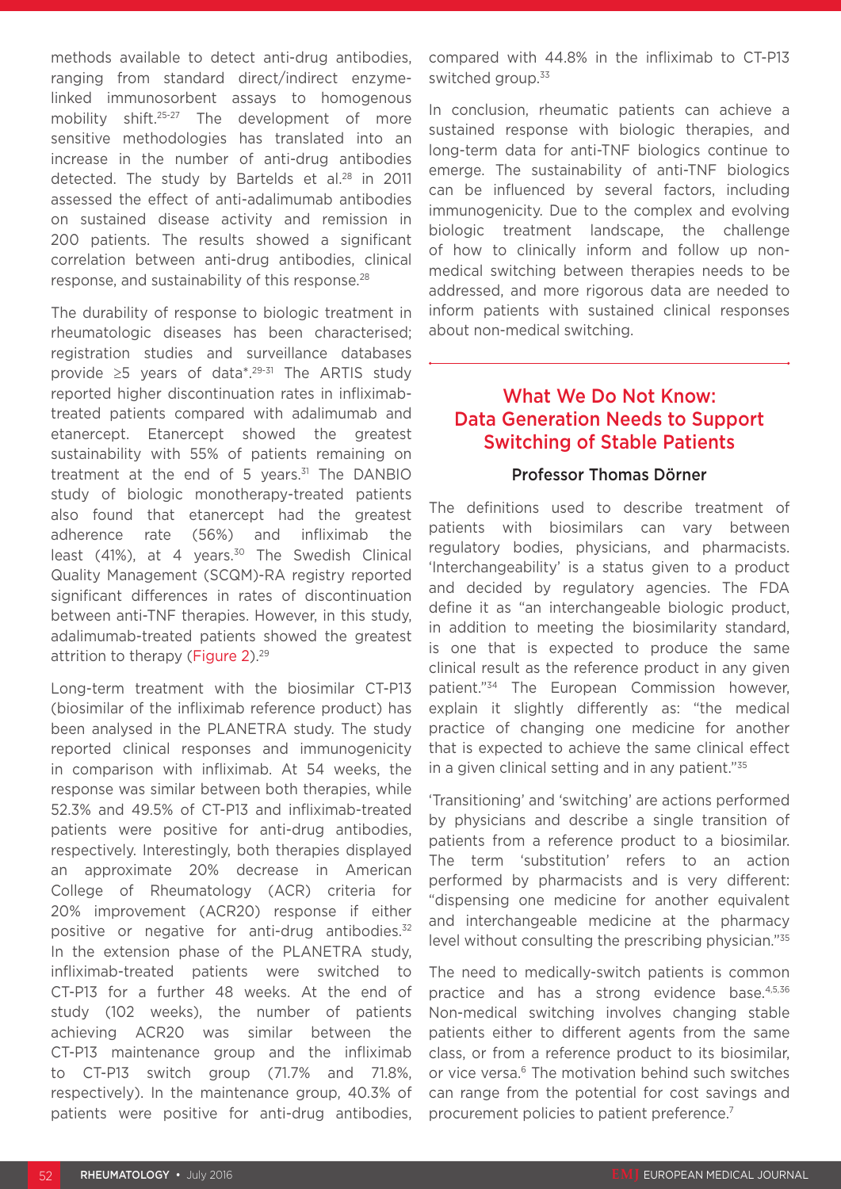methods available to detect anti-drug antibodies, ranging from standard direct/indirect enzyme-linked immunosorbent assays to homogenous mobility shift.[25-27] The development of more sensitive methodologies has translated into an increase in the number of anti-drug antibodies detected. The study by Bartelds et al.[28] in 2011 assessed the effect of anti-adalimumab antibodies on sustained disease activity and remission in 200 patients. The results showed a significant correlation between anti-drug antibodies, clinical response, and sustainability of this response.[28]

The durability of response to biologic treatment in rheumatologic diseases has been characterised; registration studies and surveillance databases provide ≥5 years of data*.[29-31] The ARTIS study reported higher discontinuation rates in infliximab-treated patients compared with adalimumab and etanercept. Etanercept showed the greatest sustainability with 55% of patients remaining on treatment at the end of 5 years.[31] The DANBIO study of biologic monotherapy-treated patients also found that etanercept had the greatest adherence rate (56%) and infliximab the least (41%), at 4 years.[30] The Swedish Clinical Quality Management (SCQM)-RA registry reported significant differences in rates of discontinuation between anti-TNF therapies. However, in this study, adalimumab-treated patients showed the greatest attrition to therapy (Figure 2).[29]

Long-term treatment with the biosimilar CT-P13 (biosimilar of the infliximab reference product) has been analysed in the PLANETRA study. The study reported clinical responses and immunogenicity in comparison with infliximab. At 54 weeks, the response was similar between both therapies, while 52.3% and 49.5% of CT-P13 and infliximab-treated patients were positive for anti-drug antibodies, respectively. Interestingly, both therapies displayed an approximate 20% decrease in American College of Rheumatology (ACR) criteria for 20% improvement (ACR20) response if either positive or negative for anti-drug antibodies.[32] In the extension phase of the PLANETRA study, infliximab-treated patients were switched to CT-P13 for a further 48 weeks. At the end of study (102 weeks), the number of patients achieving ACR20 was similar between the CT-P13 maintenance group and the infliximab to CT-P13 switch group (71.7% and 71.8%, respectively). In the maintenance group, 40.3% of patients were positive for anti-drug antibodies, compared with 44.8% in the infliximab to CT-P13 switched group.[33]

In conclusion, rheumatic patients can achieve a sustained response with biologic therapies, and long-term data for anti-TNF biologics continue to emerge. The sustainability of anti-TNF biologics can be influenced by several factors, including immunogenicity. Due to the complex and evolving biologic treatment landscape, the challenge of how to clinically inform and follow up non-medical switching between therapies needs to be addressed, and more rigorous data are needed to inform patients with sustained clinical responses about non-medical switching.

## What We Do Not Know: Data Generation Needs to Support Switching of Stable Patients

### Professor Thomas Dörner

The definitions used to describe treatment of patients with biosimilars can vary between regulatory bodies, physicians, and pharmacists. 'Interchangeability' is a status given to a product and decided by regulatory agencies. The FDA define it as "an interchangeable biologic product, in addition to meeting the biosimilarity standard, is one that is expected to produce the same clinical result as the reference product in any given patient."[34] The European Commission however, explain it slightly differently as: "the medical practice of changing one medicine for another that is expected to achieve the same clinical effect in a given clinical setting and in any patient."[35]

'Transitioning' and 'switching' are actions performed by physicians and describe a single transition of patients from a reference product to a biosimilar. The term 'substitution' refers to an action performed by pharmacists and is very different: "dispensing one medicine for another equivalent and interchangeable medicine at the pharmacy level without consulting the prescribing physician."[35]

The need to medically-switch patients is common practice and has a strong evidence base.[4,5,36] Non-medical switching involves changing stable patients either to different agents from the same class, or from a reference product to its biosimilar, or vice versa.[6] The motivation behind such switches can range from the potential for cost savings and procurement policies to patient preference.[7]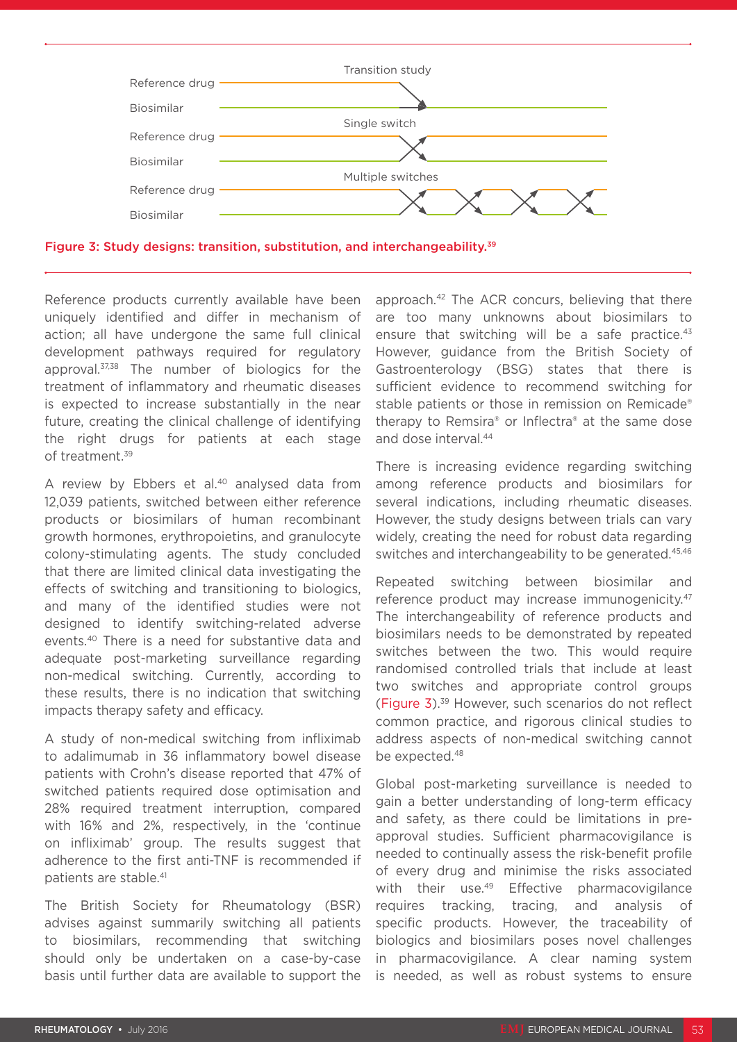Transition study

Reference drug

Biosimilar

Single switch

Reference drug

Biosimilar

Multiple switches

Reference drug

Biosimilar

**Figure 3: Study designs: transition, substitution, and interchangeability.**[39]

Reference products currently available have been uniquely identified and differ in mechanism of action; all have undergone the same full clinical development pathways required for regulatory approval.[37,38] The number of biologics for the treatment of inflammatory and rheumatic diseases is expected to increase substantially in the near future, creating the clinical challenge of identifying the right drugs for patients at each stage of treatment.[39]

A review by Ebbers et al.[40] analysed data from 12,039 patients, switched between either reference products or biosimilars of human recombinant growth hormones, erythropoietins, and granulocyte colony-stimulating agents. The study concluded that there are limited clinical data investigating the effects of switching and transitioning to biologics, and many of the identified studies were not designed to identify switching-related adverse events.[40] There is a need for substantive data and adequate post-marketing surveillance regarding non-medical switching. Currently, according to these results, there is no indication that switching impacts therapy safety and efficacy.

A study of non-medical switching from infliximab to adalimumab in 36 inflammatory bowel disease patients with Crohn's disease reported that 47% of switched patients required dose optimisation and 28% required treatment interruption, compared with 16% and 2%, respectively, in the 'continue on infliximab' group. The results suggest that adherence to the first anti-TNF is recommended if patients are stable.[41]

The British Society for Rheumatology (BSR) advises against summarily switching all patients to biosimilars, recommending that switching should only be undertaken on a case-by-case basis until further data are available to support the approach.[42] The ACR concurs, believing that there are too many unknowns about biosimilars to ensure that switching will be a safe practice.[43] However, guidance from the British Society of Gastroenterology (BSG) states that there is sufficient evidence to recommend switching for stable patients or those in remission on Remicade® therapy to Remsira® or Inflectra® at the same dose and dose interval.[44]

There is increasing evidence regarding switching among reference products and biosimilars for several indications, including rheumatic diseases. However, the study designs between trials can vary widely, creating the need for robust data regarding switches and interchangeability to be generated.[45,46]

Repeated switching between biosimilar and reference product may increase immunogenicity.[47] The interchangeability of reference products and biosimilars needs to be demonstrated by repeated switches between the two. This would require randomised controlled trials that include at least two switches and appropriate control groups (Figure 3).[39] However, such scenarios do not reflect common practice, and rigorous clinical studies to address aspects of non-medical switching cannot be expected.[48]

Global post-marketing surveillance is needed to gain a better understanding of long-term efficacy and safety, as there could be limitations in pre-approval studies. Sufficient pharmacovigilance is needed to continually assess the risk-benefit profile of every drug and minimise the risks associated with their use.[49] Effective pharmacovigilance requires tracking, tracing, and analysis of specific products. However, the traceability of biologics and biosimilars poses novel challenges in pharmacovigilance. A clear naming system is needed, as well as robust systems to ensure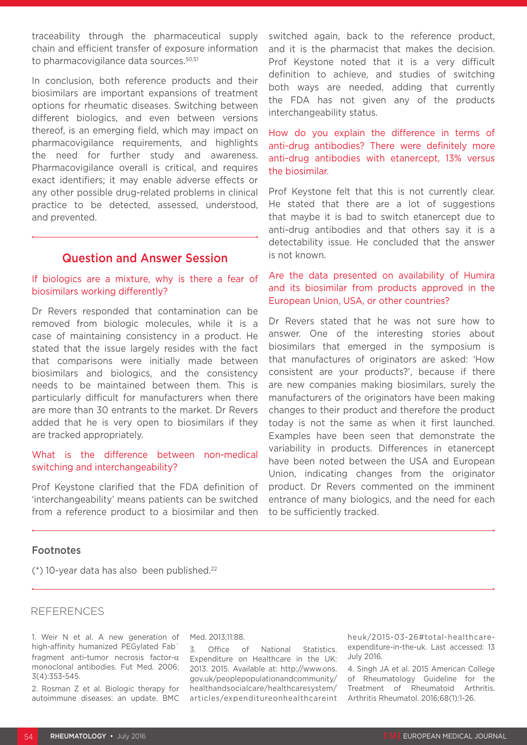traceability through the pharmaceutical supply chain and efficient transfer of exposure information to pharmacovigilance data sources.[50,51]

In conclusion, both reference products and their biosimilars are important expansions of treatment options for rheumatic diseases. Switching between different biologics, and even between versions thereof, is an emerging field, which may impact on pharmacovigilance requirements, and highlights the need for further study and awareness. Pharmacovigilance overall is critical, and requires exact identifiers; it may enable adverse effects or any other possible drug-related problems in clinical practice to be detected, assessed, understood, and prevented.

## Question and Answer Session

### If biologics are a mixture, why is there a fear of biosimilars working differently?

Dr Revers responded that contamination can be removed from biologic molecules, while it is a case of maintaining consistency in a product. He stated that the issue largely resides with the fact that comparisons were initially made between biosimilars and biologics, and the consistency needs to be maintained between them. This is particularly difficult for manufacturers when there are more than 30 entrants to the market. Dr Revers added that he is very open to biosimilars if they are tracked appropriately.

### What is the difference between non-medical switching and interchangeability?

Prof Keystone clarified that the FDA definition of 'interchangeability' means patients can be switched from a reference product to a biosimilar and then switched again, back to the reference product, and it is the pharmacist that makes the decision. Prof Keystone noted that it is a very difficult definition to achieve, and studies of switching both ways are needed, adding that currently the FDA has not given any of the products interchangeability status.

### How do you explain the difference in terms of anti-drug antibodies? There were definitely more anti-drug antibodies with etanercept, 13% versus the biosimilar.

Prof Keystone felt that this is not currently clear. He stated that there are a lot of suggestions that maybe it is bad to switch etanercept due to anti-drug antibodies and that others say it is a detectability issue. He concluded that the answer is not known.

### Are the data presented on availability of Humira and its biosimilar from products approved in the European Union, USA, or other countries?

Dr Revers stated that he was not sure how to answer. One of the interesting stories about biosimilars that emerged in the symposium is that manufactures of originators are asked: 'How consistent are your products?', because if there are new companies making biosimilars, surely the manufacturers of the originators have been making changes to their product and therefore the product today is not the same as when it first launched. Examples have been seen that demonstrate the variability in products. Differences in etanercept have been noted between the USA and European Union, indicating changes from the originator product. Dr Revers commented on the imminent entrance of many biologics, and the need for each to be sufficiently tracked.

### Footnotes

(*) 10-year data has also been published.[22]

## REFERENCES

1. Weir N et al. A new generation of high-affinity humanized PEGylated Fab´ fragment anti-tumor necrosis factor-α monoclonal antibodies. Fut Med. 2006; 3(4):353-545.

2. Rosman Z et al. Biologic therapy for autoimmune diseases: an update. BMC Med. 2013;11:88.

3. Office of National Statistics. Expenditure on Healthcare in the UK: 2013. 2015. Available at: http://www.ons.gov.uk/peoplepopulationandcommunity/healthandsocialcare/healthcaresystem/articles/expenditureonhealthcareintheuk/2015-03-26#total-healthcare-expenditure-in-the-uk. Last accessed: 13 July 2016.

4. Singh JA et al. 2015 American College of Rheumatology Guideline for the Treatment of Rheumatoid Arthritis. Arthritis Rheumatol. 2016;68(1):1-26.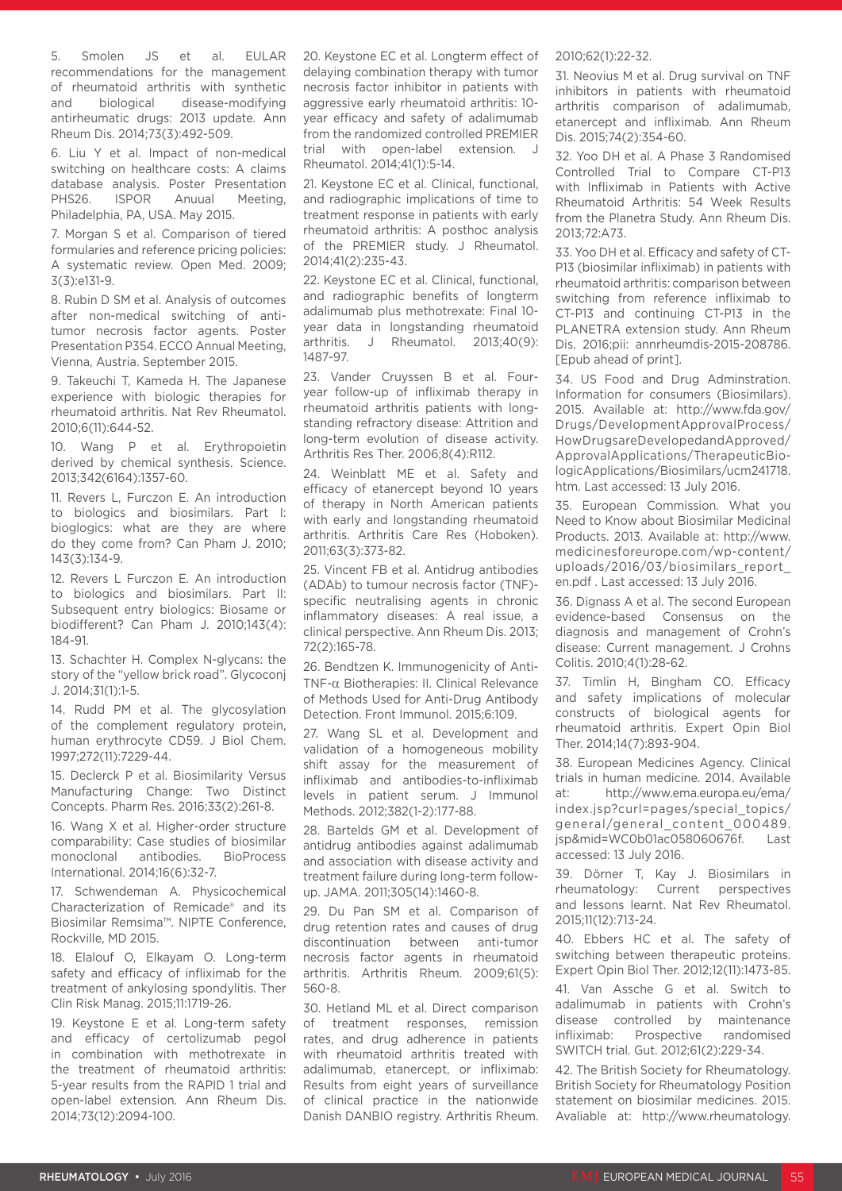5. Smolen JS et al. EULAR recommendations for the management of rheumatoid arthritis with synthetic and biological disease-modifying antirheumatic drugs: 2013 update. Ann Rheum Dis. 2014;73(3):492-509.

6. Liu Y et al. Impact of non-medical switching on healthcare costs: A claims database analysis. Poster Presentation PHS26. ISPOR Anuual Meeting, Philadelphia, PA, USA. May 2015.

7. Morgan S et al. Comparison of tiered formularies and reference pricing policies: A systematic review. Open Med. 2009; 3(3):e131-9.

8. Rubin D SM et al. Analysis of outcomes after non-medical switching of anti-tumor necrosis factor agents. Poster Presentation P354. ECCO Annual Meeting, Vienna, Austria. September 2015.

9. Takeuchi T, Kameda H. The Japanese experience with biologic therapies for rheumatoid arthritis. Nat Rev Rheumatol. 2010;6(11):644-52.

10. Wang P et al. Erythropoietin derived by chemical synthesis. Science. 2013;342(6164):1357-60.

11. Revers L, Furczon E. An introduction to biologics and biosimilars. Part I: bioglogics: what are they are where do they come from? Can Pham J. 2010; 143(3):134-9.

12. Revers L Furczon E. An introduction to biologics and biosimilars. Part II: Subsequent entry biologics: Biosame or biodifferent? Can Pham J. 2010;143(4): 184-91.

13. Schachter H. Complex N-glycans: the story of the "yellow brick road". Glycoconj J. 2014;31(1):1-5.

14. Rudd PM et al. The glycosylation of the complement regulatory protein, human erythrocyte CD59. J Biol Chem. 1997;272(11):7229-44.

15. Declerck P et al. Biosimilarity Versus Manufacturing Change: Two Distinct Concepts. Pharm Res. 2016;33(2):261-8.

16. Wang X et al. Higher-order structure comparability: Case studies of biosimilar monoclonal antibodies. BioProcess International. 2014;16(6):32-7.

17. Schwendeman A. Physicochemical Characterization of Remicade® and its Biosimilar Remsima™. NIPTE Conference, Rockville, MD 2015.

18. Elalouf O, Elkayam O. Long-term safety and efficacy of infliximab for the treatment of ankylosing spondylitis. Ther Clin Risk Manag. 2015;11:1719-26.

19. Keystone E et al. Long-term safety and efficacy of certolizumab pegol in combination with methotrexate in the treatment of rheumatoid arthritis: 5-year results from the RAPID 1 trial and open-label extension. Ann Rheum Dis. 2014;73(12):2094-100.

20. Keystone EC et al. Longterm effect of delaying combination therapy with tumor necrosis factor inhibitor in patients with aggressive early rheumatoid arthritis: 10-year efficacy and safety of adalimumab from the randomized controlled PREMIER trial with open-label extension. J Rheumatol. 2014;41(1):5-14.

21. Keystone EC et al. Clinical, functional, and radiographic implications of time to treatment response in patients with early rheumatoid arthritis: A posthoc analysis of the PREMIER study. J Rheumatol. 2014;41(2):235-43.

22. Keystone EC et al. Clinical, functional, and radiographic benefits of longterm adalimumab plus methotrexate: Final 10-year data in longstanding rheumatoid arthritis. J Rheumatol. 2013;40(9): 1487-97.

23. Vander Cruyssen B et al. Four-year follow-up of infliximab therapy in rheumatoid arthritis patients with long-standing refractory disease: Attrition and long-term evolution of disease activity. Arthritis Res Ther. 2006;8(4):R112.

24. Weinblatt ME et al. Safety and efficacy of etanercept beyond 10 years of therapy in North American patients with early and longstanding rheumatoid arthritis. Arthritis Care Res (Hoboken). 2011;63(3):373-82.

25. Vincent FB et al. Antidrug antibodies (ADAb) to tumour necrosis factor (TNF)-specific neutralising agents in chronic inflammatory diseases: A real issue, a clinical perspective. Ann Rheum Dis. 2013; 72(2):165-78.

26. Bendtzen K. Immunogenicity of Anti-TNF-$\alpha$ Biotherapies: II. Clinical Relevance of Methods Used for Anti-Drug Antibody Detection. Front Immunol. 2015;6:109.

27. Wang SL et al. Development and validation of a homogeneous mobility shift assay for the measurement of infliximab and antibodies-to-infliximab levels in patient serum. J Immunol Methods. 2012;382(1-2):177-88.

28. Bartelds GM et al. Development of antidrug antibodies against adalimumab and association with disease activity and treatment failure during long-term follow-up. JAMA. 2011;305(14):1460-8.

29. Du Pan SM et al. Comparison of drug retention rates and causes of drug discontinuation between anti-tumor necrosis factor agents in rheumatoid arthritis. Arthritis Rheum. 2009;61(5): 560-8.

30. Hetland ML et al. Direct comparison of treatment responses, remission rates, and drug adherence in patients with rheumatoid arthritis treated with adalimumab, etanercept, or infliximab: Results from eight years of surveillance of clinical practice in the nationwide Danish DANBIO registry. Arthritis Rheum. 2010;62(1):22-32.

31. Neovius M et al. Drug survival on TNF inhibitors in patients with rheumatoid arthritis comparison of adalimumab, etanercept and infliximab. Ann Rheum Dis. 2015;74(2):354-60.

32. Yoo DH et al. A Phase 3 Randomised Controlled Trial to Compare CT-P13 with Infliximab in Patients with Active Rheumatoid Arthritis: 54 Week Results from the Planetra Study. Ann Rheum Dis. 2013;72:A73.

33. Yoo DH et al. Efficacy and safety of CT-P13 (biosimilar infliximab) in patients with rheumatoid arthritis: comparison between switching from reference infliximab to CT-P13 and continuing CT-P13 in the PLANETRA extension study. Ann Rheum Dis. 2016;pii: annrheumdis-2015-208786. [Epub ahead of print].

34. US Food and Drug Adminstration. Information for consumers (Biosimilars). 2015. Available at: http://www.fda.gov/Drugs/DevelopmentApprovalProcess/HowDrugsareDevelopedandApproved/ApprovalApplications/TherapeuticBiologicApplications/Biosimilars/ucm241718.htm. Last accessed: 13 July 2016.

35. European Commission. What you Need to Know about Biosimilar Medicinal Products. 2013. Available at: http://www.medicinesforeurope.com/wp-content/uploads/2016/03/biosimilars_report_en.pdf . Last accessed: 13 July 2016.

36. Dignass A et al. The second European evidence-based Consensus on the diagnosis and management of Crohn's disease: Current management. J Crohns Colitis. 2010;4(1):28-62.

37. Timlin H, Bingham CO. Efficacy and safety implications of molecular constructs of biological agents for rheumatoid arthritis. Expert Opin Biol Ther. 2014;14(7):893-904.

38. European Medicines Agency. Clinical trials in human medicine. 2014. Available at: http://www.ema.europa.eu/ema/index.jsp?curl=pages/special_topics/general/general_content_000489.jsp&mid=WC0b01ac058060676f. Last accessed: 13 July 2016.

39. Dörner T, Kay J. Biosimilars in rheumatology: Current perspectives and lessons learnt. Nat Rev Rheumatol. 2015;11(12):713-24.

40. Ebbers HC et al. The safety of switching between therapeutic proteins. Expert Opin Biol Ther. 2012;12(11):1473-85.

41. Van Assche G et al. Switch to adalimumab in patients with Crohn's disease controlled by maintenance infliximab: Prospective randomised SWITCH trial. Gut. 2012;61(2):229-34.

42. The British Society for Rheumatology. British Society for Rheumatology Position statement on biosimilar medicines. 2015. Avaliable at: http://www.rheumatology.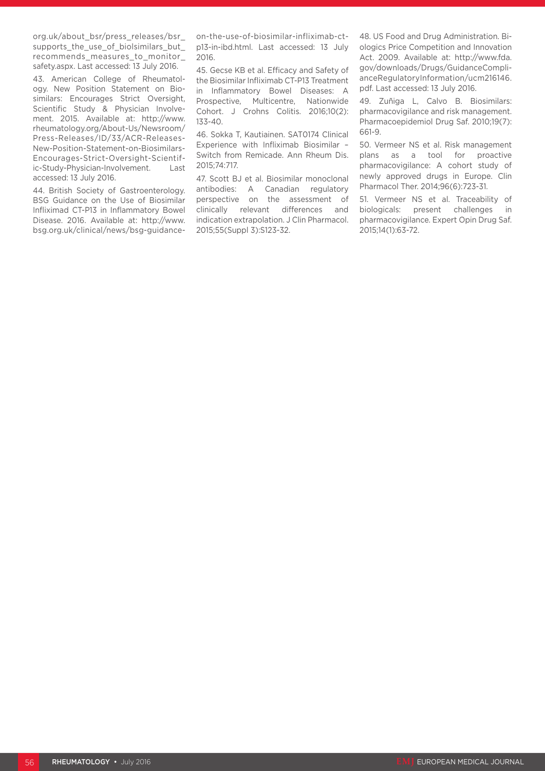org.uk/about_bsr/press_releases/bsr_supports_the_use_of_biolsimilars_but_recommends_measures_to_monitor_safety.aspx. Last accessed: 13 July 2016.

43. American College of Rheumatology. New Position Statement on Biosimilars: Encourages Strict Oversight, Scientific Study & Physician Involvement. 2015. Available at: http://www.rheumatology.org/About-Us/Newsroom/Press-Releases/ID/33/ACR-Releases-New-Position-Statement-on-Biosimilars-Encourages-Strict-Oversight-Scientific-Study-Physician-Involvement. Last accessed: 13 July 2016.

44. British Society of Gastroenterology. BSG Guidance on the Use of Biosimilar Infliximad CT-P13 in Inflammatory Bowel Disease. 2016. Available at: http://www.bsg.org.uk/clinical/news/bsg-guidance-on-the-use-of-biosimilar-infliximab-ct-p13-in-ibd.html. Last accessed: 13 July 2016.

45. Gecse KB et al. Efficacy and Safety of the Biosimilar Infliximab CT-P13 Treatment in Inflammatory Bowel Diseases: A Prospective, Multicentre, Nationwide Cohort. J Crohns Colitis. 2016;10(2):133-40.

46. Sokka T, Kautiainen. SAT0174 Clinical Experience with Infliximab Biosimilar – Switch from Remicade. Ann Rheum Dis. 2015;74:717.

47. Scott BJ et al. Biosimilar monoclonal antibodies: A Canadian regulatory perspective on the assessment of clinically relevant differences and indication extrapolation. J Clin Pharmacol. 2015;55(Suppl 3):S123-32.

48. US Food and Drug Administration. Biologics Price Competition and Innovation Act. 2009. Available at: http://www.fda.gov/downloads/Drugs/GuidanceComplianceRegulatoryInformation/ucm216146.pdf. Last accessed: 13 July 2016.

49. Zuñiga L, Calvo B. Biosimilars: pharmacovigilance and risk management. Pharmacoepidemiol Drug Saf. 2010;19(7):661-9.

50. Vermeer NS et al. Risk management plans as a tool for proactive pharmacovigilance: A cohort study of newly approved drugs in Europe. Clin Pharmacol Ther. 2014;96(6):723-31.

51. Vermeer NS et al. Traceability of biologicals: present challenges in pharmacovigilance. Expert Opin Drug Saf. 2015;14(1):63-72.